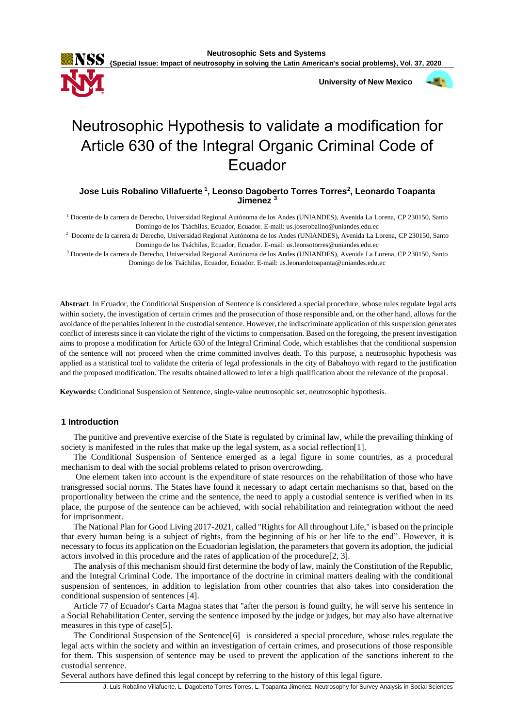# Neutrosophic Hypothesis to validate a modification for Article 630 of the Integral Organic Criminal Code of Ecuador

**Jose Luis Robalino Villafuerte [1], Leonso Dagoberto Torres Torres[2], Leonardo Toapanta Jimenez [3]**

[1] Docente de la carrera de Derecho, Universidad Regional Autónoma de los Andes (UNIANDES), Avenida La Lorena, CP 230150, Santo Domingo de los Tsáchilas, Ecuador, Ecuador. E-mail: us.joserobalino@uniandes.edu.ec

[2] Docente de la carrera de Derecho, Universidad Regional Autónoma de los Andes (UNIANDES), Avenida La Lorena, CP 230150, Santo Domingo de los Tsáchilas, Ecuador, Ecuador. E-mail: us.leonsotorres@uniandes.edu.ec

[3] Docente de la carrera de Derecho, Universidad Regional Autónoma de los Andes (UNIANDES), Avenida La Lorena, CP 230150, Santo Domingo de los Tsáchilas, Ecuador, Ecuador. E-mail: us.leonardotoapanta@uniandes.edu.ec

**Abstract**. In Ecuador, the Conditional Suspension of Sentence is considered a special procedure, whose rules regulate legal acts within society, the investigation of certain crimes and the prosecution of those responsible and, on the other hand, allows for the avoidance of the penalties inherent in the custodial sentence. However, the indiscriminate application of this suspension generates conflict of interests since it can violate the right of the victims to compensation. Based on the foregoing, the present investigation aims to propose a modification for Article 630 of the Integral Criminal Code, which establishes that the conditional suspension of the sentence will not proceed when the crime committed involves death. To this purpose, a neutrosophic hypothesis was applied as a statistical tool to validate the criteria of legal professionals in the city of Babahoyo with regard to the justification and the proposed modification. The results obtained allowed to infer a high qualification about the relevance of the proposal.

**Keywords:** Conditional Suspension of Sentence, single-value neutrosophic set, neutrosophic hypothesis.

## 1 Introduction

The punitive and preventive exercise of the State is regulated by criminal law, while the prevailing thinking of society is manifested in the rules that make up the legal system, as a social reflection[1].

The Conditional Suspension of Sentence emerged as a legal figure in some countries, as a procedural mechanism to deal with the social problems related to prison overcrowding.

One element taken into account is the expenditure of state resources on the rehabilitation of those who have transgressed social norms. The States have found it necessary to adapt certain mechanisms so that, based on the proportionality between the crime and the sentence, the need to apply a custodial sentence is verified when in its place, the purpose of the sentence can be achieved, with social rehabilitation and reintegration without the need for imprisonment.

The National Plan for Good Living 2017-2021, called "Rights for All throughout Life," is based on the principle that every human being is a subject of rights, from the beginning of his or her life to the end". However, it is necessary to focus its application on the Ecuadorian legislation, the parameters that govern its adoption, the judicial actors involved in this procedure and the rates of application of the procedure[2, 3].

The analysis of this mechanism should first determine the body of law, mainly the Constitution of the Republic, and the Integral Criminal Code. The importance of the doctrine in criminal matters dealing with the conditional suspension of sentences, in addition to legislation from other countries that also takes into consideration the conditional suspension of sentences [4].

Article 77 of Ecuador's Carta Magna states that "after the person is found guilty, he will serve his sentence in a Social Rehabilitation Center, serving the sentence imposed by the judge or judges, but may also have alternative measures in this type of case[5].

The Conditional Suspension of the Sentence[6] is considered a special procedure, whose rules regulate the legal acts within the society and within an investigation of certain crimes, and prosecutions of those responsible for them. This suspension of sentence may be used to prevent the application of the sanctions inherent to the custodial sentence.

Several authors have defined this legal concept by referring to the history of this legal figure.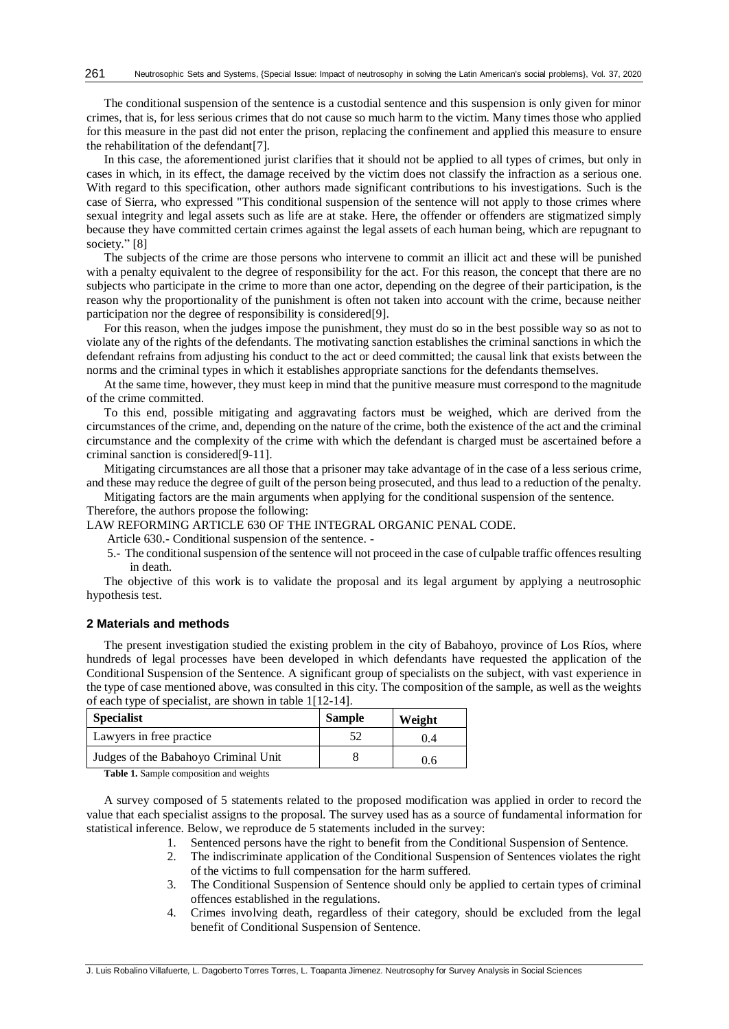The conditional suspension of the sentence is a custodial sentence and this suspension is only given for minor crimes, that is, for less serious crimes that do not cause so much harm to the victim. Many times those who applied for this measure in the past did not enter the prison, replacing the confinement and applied this measure to ensure the rehabilitation of the defendant[7].

In this case, the aforementioned jurist clarifies that it should not be applied to all types of crimes, but only in cases in which, in its effect, the damage received by the victim does not classify the infraction as a serious one. With regard to this specification, other authors made significant contributions to his investigations. Such is the case of Sierra, who expressed "This conditional suspension of the sentence will not apply to those crimes where sexual integrity and legal assets such as life are at stake. Here, the offender or offenders are stigmatized simply because they have committed certain crimes against the legal assets of each human being, which are repugnant to society." [8]

The subjects of the crime are those persons who intervene to commit an illicit act and these will be punished with a penalty equivalent to the degree of responsibility for the act. For this reason, the concept that there are no subjects who participate in the crime to more than one actor, depending on the degree of their participation, is the reason why the proportionality of the punishment is often not taken into account with the crime, because neither participation nor the degree of responsibility is considered[9].

For this reason, when the judges impose the punishment, they must do so in the best possible way so as not to violate any of the rights of the defendants. The motivating sanction establishes the criminal sanctions in which the defendant refrains from adjusting his conduct to the act or deed committed; the causal link that exists between the norms and the criminal types in which it establishes appropriate sanctions for the defendants themselves.

At the same time, however, they must keep in mind that the punitive measure must correspond to the magnitude of the crime committed.

To this end, possible mitigating and aggravating factors must be weighed, which are derived from the circumstances of the crime, and, depending on the nature of the crime, both the existence of the act and the criminal circumstance and the complexity of the crime with which the defendant is charged must be ascertained before a criminal sanction is considered[9-11].

Mitigating circumstances are all those that a prisoner may take advantage of in the case of a less serious crime, and these may reduce the degree of guilt of the person being prosecuted, and thus lead to a reduction of the penalty.

Mitigating factors are the main arguments when applying for the conditional suspension of the sentence.

Therefore, the authors propose the following:

LAW REFORMING ARTICLE 630 OF THE INTEGRAL ORGANIC PENAL CODE.

Article 630.- Conditional suspension of the sentence. -

5.- The conditional suspension of the sentence will not proceed in the case of culpable traffic offences resulting in death.

The objective of this work is to validate the proposal and its legal argument by applying a neutrosophic hypothesis test.

## 2 Materials and methods

The present investigation studied the existing problem in the city of Babahoyo, province of Los Ríos, where hundreds of legal processes have been developed in which defendants have requested the application of the Conditional Suspension of the Sentence. A significant group of specialists on the subject, with vast experience in the type of case mentioned above, was consulted in this city. The composition of the sample, as well as the weights of each type of specialist, are shown in table 1[12-14].

| Specialist | Sample | Weight |
|---|---|---|
| Lawyers in free practice | 52 | 0.4 |
| Judges of the Babahoyo Criminal Unit | 8 | 0.6 |

**Table 1.** Sample composition and weights

A survey composed of 5 statements related to the proposed modification was applied in order to record the value that each specialist assigns to the proposal. The survey used has as a source of fundamental information for statistical inference. Below, we reproduce de 5 statements included in the survey:

1. Sentenced persons have the right to benefit from the Conditional Suspension of Sentence.
2. The indiscriminate application of the Conditional Suspension of Sentences violates the right of the victims to full compensation for the harm suffered.
3. The Conditional Suspension of Sentence should only be applied to certain types of criminal offences established in the regulations.
4. Crimes involving death, regardless of their category, should be excluded from the legal benefit of Conditional Suspension of Sentence.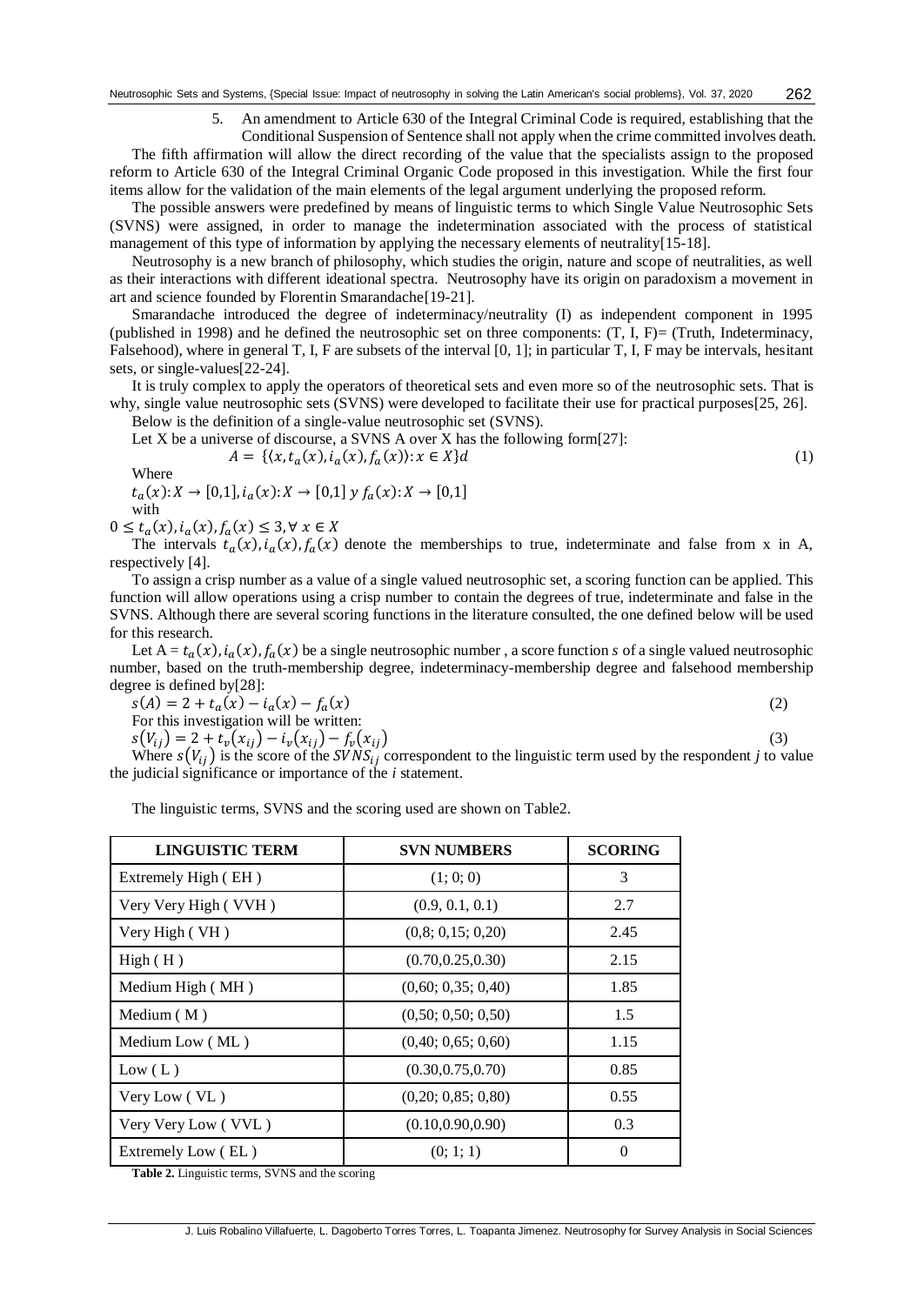5. An amendment to Article 630 of the Integral Criminal Code is required, establishing that the Conditional Suspension of Sentence shall not apply when the crime committed involves death.

The fifth affirmation will allow the direct recording of the value that the specialists assign to the proposed reform to Article 630 of the Integral Criminal Organic Code proposed in this investigation. While the first four items allow for the validation of the main elements of the legal argument underlying the proposed reform.

The possible answers were predefined by means of linguistic terms to which Single Value Neutrosophic Sets (SVNS) were assigned, in order to manage the indetermination associated with the process of statistical management of this type of information by applying the necessary elements of neutrality[15-18].

Neutrosophy is a new branch of philosophy, which studies the origin, nature and scope of neutralities, as well as their interactions with different ideational spectra. Neutrosophy have its origin on paradoxism a movement in art and science founded by Florentin Smarandache[19-21].

Smarandache introduced the degree of indeterminacy/neutrality (I) as independent component in 1995 (published in 1998) and he defined the neutrosophic set on three components: (T, I, F)= (Truth, Indeterminacy, Falsehood), where in general T, I, F are subsets of the interval [0, 1]; in particular T, I, F may be intervals, hesitant sets, or single-values[22-24].

It is truly complex to apply the operators of theoretical sets and even more so of the neutrosophic sets. That is why, single value neutrosophic sets (SVNS) were developed to facilitate their use for practical purposes[25, 26].

Below is the definition of a single-value neutrosophic set (SVNS).

Let X be a universe of discourse, a SVNS A over X has the following form[27]:

$$A = \{\langle x, t_a(x), i_a(x), f_a(x)\rangle : x \in X\}d \tag{1}$$

Where

$t_a(x): X \to [0,1], i_a(x): X \to [0,1]$ y $f_a(x): X \to [0,1]$

with

$0 \leq t_a(x), i_a(x), f_a(x) \leq 3, \forall\, x \in X$

The intervals $t_a(x), i_a(x), f_a(x)$ denote the memberships to true, indeterminate and false from x in A, respectively [4].

To assign a crisp number as a value of a single valued neutrosophic set, a scoring function can be applied. This function will allow operations using a crisp number to contain the degrees of true, indeterminate and false in the SVNS. Although there are several scoring functions in the literature consulted, the one defined below will be used for this research.

Let A = $t_a(x), i_a(x), f_a(x)$ be a single neutrosophic number , a score function *s* of a single valued neutrosophic number, based on the truth-membership degree, indeterminacy-membership degree and falsehood membership degree is defined by[28]:

$$s(A) = 2 + t_a(x) - i_a(x) - f_a(x) \tag{2}$$

For this investigation will be written:

$$s(V_{ij}) = 2 + t_v(x_{ij}) - i_v(x_{ij}) - f_v(x_{ij}) \tag{3}$$

Where $s(V_{ij})$ is the score of the $SVNS_{ij}$ correspondent to the linguistic term used by the respondent *j* to value the judicial significance or importance of the *i* statement.

The linguistic terms, SVNS and the scoring used are shown on Table2.

| LINGUISTIC TERM | SVN NUMBERS | SCORING |
|---|---|---|
| Extremely High ( EH ) | (1; 0; 0) | 3 |
| Very Very High ( VVH ) | (0.9, 0.1, 0.1) | 2.7 |
| Very High ( VH ) | (0,8; 0,15; 0,20) | 2.45 |
| High ( H ) | (0.70,0.25,0.30) | 2.15 |
| Medium High ( MH ) | (0,60; 0,35; 0,40) | 1.85 |
| Medium ( M ) | (0,50; 0,50; 0,50) | 1.5 |
| Medium Low ( ML ) | (0,40; 0,65; 0,60) | 1.15 |
| Low ( L ) | (0.30,0.75,0.70) | 0.85 |
| Very Low ( VL ) | (0,20; 0,85; 0,80) | 0.55 |
| Very Very Low ( VVL ) | (0.10,0.90,0.90) | 0.3 |
| Extremely Low ( EL ) | (0; 1; 1) | 0 |

**Table 2.** Linguistic terms, SVNS and the scoring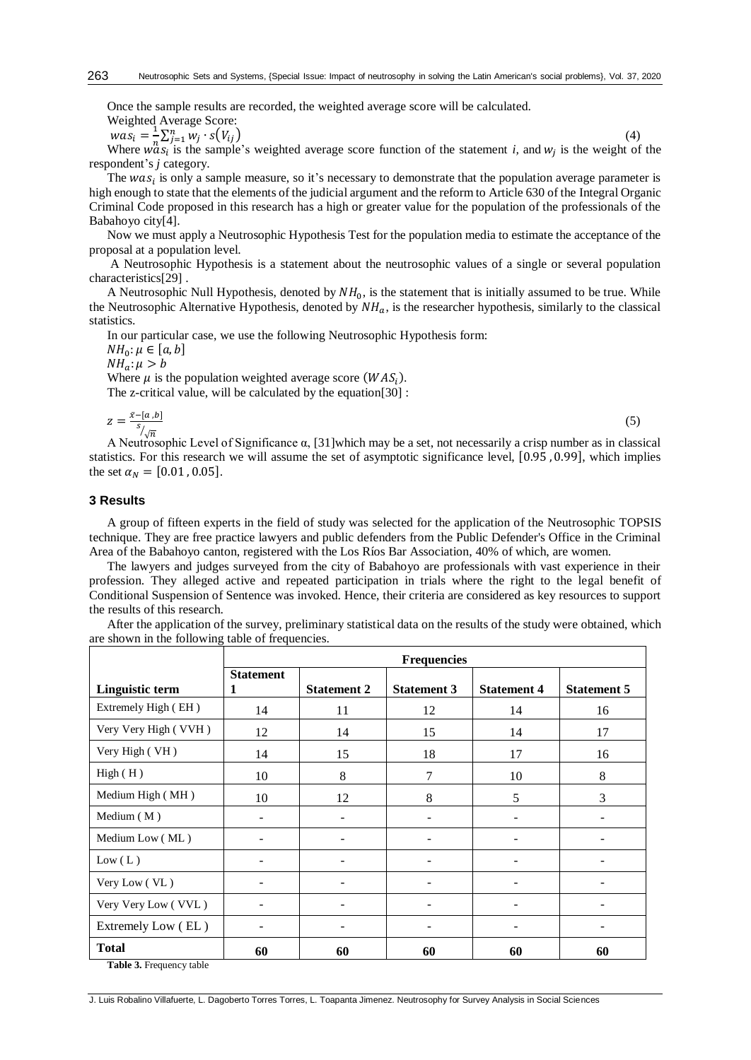Once the sample results are recorded, the weighted average score will be calculated.

Weighted Average Score:

$$was_i = \frac{1}{n}\sum_{j=1}^{n} w_j \cdot s(V_{ij}) \quad (4)$$

Where $was_i$ is the sample's weighted average score function of the statement *i,* and $w_j$ is the weight of the respondent's *j* category.

The $was_i$ is only a sample measure, so it's necessary to demonstrate that the population average parameter is high enough to state that the elements of the judicial argument and the reform to Article 630 of the Integral Organic Criminal Code proposed in this research has a high or greater value for the population of the professionals of the Babahoyo city[4].

Now we must apply a Neutrosophic Hypothesis Test for the population media to estimate the acceptance of the proposal at a population level.

A Neutrosophic Hypothesis is a statement about the neutrosophic values of a single or several population characteristics[29] .

A Neutrosophic Null Hypothesis, denoted by $NH_0$, is the statement that is initially assumed to be true. While the Neutrosophic Alternative Hypothesis, denoted by $NH_a$, is the researcher hypothesis, similarly to the classical statistics.

In our particular case, we use the following Neutrosophic Hypothesis form:

$NH_0: \mu \in [a, b]$

$NH_a: \mu > b$

Where $\mu$ is the population weighted average score ($WAS_i$).

The z-critical value, will be calculated by the equation[30] :

$$z = \frac{\bar{x} - [a, b]}{s/\sqrt{n}} \quad (5)$$

A Neutrosophic Level of Significance α, [31]which may be a set, not necessarily a crisp number as in classical statistics. For this research we will assume the set of asymptotic significance level, $[0.95, 0.99]$, which implies the set $\alpha_N = [0.01, 0.05]$.

## 3 Results

A group of fifteen experts in the field of study was selected for the application of the Neutrosophic TOPSIS technique. They are free practice lawyers and public defenders from the Public Defender's Office in the Criminal Area of the Babahoyo canton, registered with the Los Ríos Bar Association, 40% of which, are women.

The lawyers and judges surveyed from the city of Babahoyo are professionals with vast experience in their profession. They alleged active and repeated participation in trials where the right to the legal benefit of Conditional Suspension of Sentence was invoked. Hence, their criteria are considered as key resources to support the results of this research.

After the application of the survey, preliminary statistical data on the results of the study were obtained, which are shown in the following table of frequencies.

| | Frequencies | | | | |
|---|---|---|---|---|---|
| **Linguistic term** | **Statement 1** | **Statement 2** | **Statement 3** | **Statement 4** | **Statement 5** |
| Extremely High ( EH ) | 14 | 11 | 12 | 14 | 16 |
| Very Very High ( VVH ) | 12 | 14 | 15 | 14 | 17 |
| Very High ( VH ) | 14 | 15 | 18 | 17 | 16 |
| High ( H ) | 10 | 8 | 7 | 10 | 8 |
| Medium High ( MH ) | 10 | 12 | 8 | 5 | 3 |
| Medium ( M ) | - | - | - | - | - |
| Medium Low ( ML ) | - | - | - | - | - |
| Low ( L ) | - | - | - | - | - |
| Very Low ( VL ) | - | - | - | - | - |
| Very Very Low ( VVL ) | - | - | - | - | - |
| Extremely Low ( EL ) | - | - | - | - | - |
| **Total** | **60** | **60** | **60** | **60** | **60** |

**Table 3.** Frequency table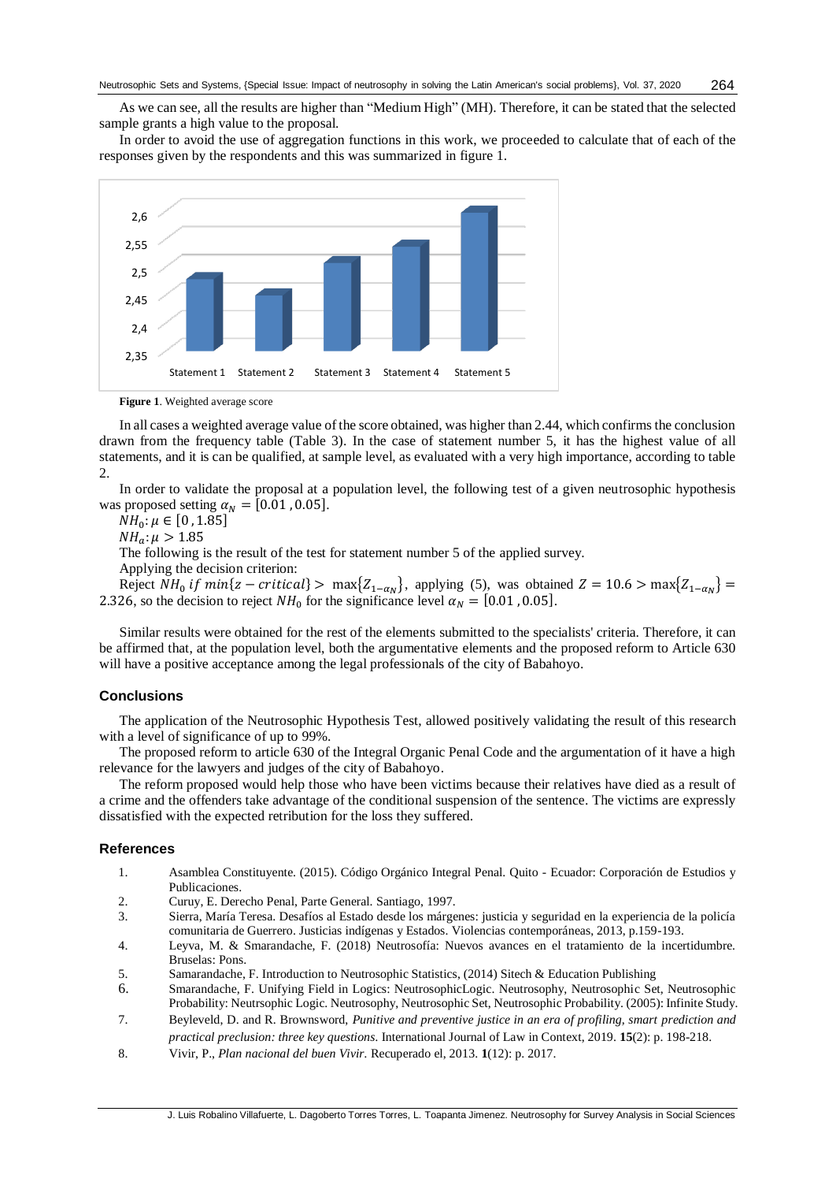As we can see, all the results are higher than "Medium High" (MH). Therefore, it can be stated that the selected sample grants a high value to the proposal.

In order to avoid the use of aggregation functions in this work, we proceeded to calculate that of each of the responses given by the respondents and this was summarized in figure 1.

**Figure 1**. Weighted average score

In all cases a weighted average value of the score obtained, was higher than 2.44, which confirms the conclusion drawn from the frequency table (Table 3). In the case of statement number 5, it has the highest value of all statements, and it is can be qualified, at sample level, as evaluated with a very high importance, according to table 2.

In order to validate the proposal at a population level, the following test of a given neutrosophic hypothesis was proposed setting $\alpha_N = [0.01\,, 0.05]$.

$NH_0: \mu \in [0\,, 1.85]$

$NH_a: \mu > 1.85$

The following is the result of the test for statement number 5 of the applied survey.

Applying the decision criterion:

Reject $NH_0$ $if\ min\{z - critical\} > \max\{Z_{1-\alpha_N}\}$, applying (5), was obtained $Z = 10.6 > \max\{Z_{1-\alpha_N}\} = 2.326$, so the decision to reject $NH_0$ for the significance level $\alpha_N = [0.01\,, 0.05]$.

Similar results were obtained for the rest of the elements submitted to the specialists' criteria. Therefore, it can be affirmed that, at the population level, both the argumentative elements and the proposed reform to Article 630 will have a positive acceptance among the legal professionals of the city of Babahoyo.

## Conclusions

The application of the Neutrosophic Hypothesis Test, allowed positively validating the result of this research with a level of significance of up to 99%.

The proposed reform to article 630 of the Integral Organic Penal Code and the argumentation of it have a high relevance for the lawyers and judges of the city of Babahoyo.

The reform proposed would help those who have been victims because their relatives have died as a result of a crime and the offenders take advantage of the conditional suspension of the sentence. The victims are expressly dissatisfied with the expected retribution for the loss they suffered.

## References

1. Asamblea Constituyente. (2015). Código Orgánico Integral Penal. Quito - Ecuador: Corporación de Estudios y Publicaciones.
2. Curuy, E. Derecho Penal, Parte General. Santiago, 1997.
3. Sierra, María Teresa. Desafíos al Estado desde los márgenes: justicia y seguridad en la experiencia de la policía comunitaria de Guerrero. Justicias indígenas y Estados. Violencias contemporáneas, 2013, p.159-193.
4. Leyva, M. & Smarandache, F. (2018) Neutrosofía: Nuevos avances en el tratamiento de la incertidumbre. Bruselas: Pons.
5. Samarandache, F. Introduction to Neutrosophic Statistics, (2014) Sitech & Education Publishing
6. Smarandache, F. Unifying Field in Logics: NeutrosophicLogic. Neutrosophy, Neutrosophic Set, Neutrosophic Probability: Neutrsophic Logic. Neutrosophy, Neutrosophic Set, Neutrosophic Probability. (2005): Infinite Study.
7. Beyleveld, D. and R. Brownsword, *Punitive and preventive justice in an era of profiling, smart prediction and practical preclusion: three key questions.* International Journal of Law in Context, 2019. **15**(2): p. 198-218.
8. Vivir, P., *Plan nacional del buen Vivir.* Recuperado el, 2013. **1**(12): p. 2017.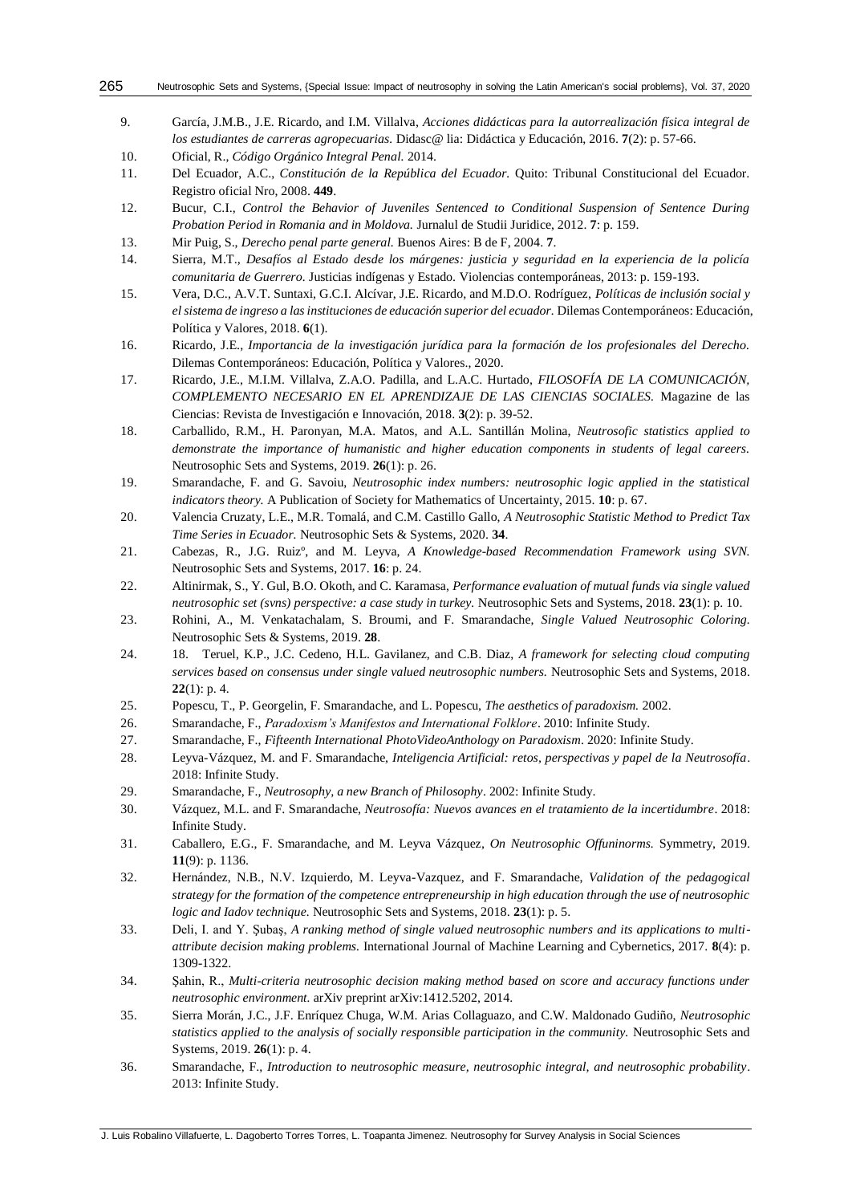9. García, J.M.B., J.E. Ricardo, and I.M. Villalva, *Acciones didácticas para la autorrealización física integral de los estudiantes de carreras agropecuarias.* Didasc@ lia: Didáctica y Educación, 2016. **7**(2): p. 57-66.
10. Oficial, R., *Código Orgánico Integral Penal.* 2014.
11. Del Ecuador, A.C., *Constitución de la República del Ecuador.* Quito: Tribunal Constitucional del Ecuador. Registro oficial Nro, 2008. **449**.
12. Bucur, C.I., *Control the Behavior of Juveniles Sentenced to Conditional Suspension of Sentence During Probation Period in Romania and in Moldova.* Jurnalul de Studii Juridice, 2012. **7**: p. 159.
13. Mir Puig, S., *Derecho penal parte general.* Buenos Aires: B de F, 2004. **7**.
14. Sierra, M.T., *Desafíos al Estado desde los márgenes: justicia y seguridad en la experiencia de la policía comunitaria de Guerrero.* Justicias indígenas y Estado. Violencias contemporáneas, 2013: p. 159-193.
15. Vera, D.C., A.V.T. Suntaxi, G.C.I. Alcívar, J.E. Ricardo, and M.D.O. Rodríguez, *Políticas de inclusión social y el sistema de ingreso a las instituciones de educación superior del ecuador.* Dilemas Contemporáneos: Educación, Política y Valores, 2018. **6**(1).
16. Ricardo, J.E., *Importancia de la investigación jurídica para la formación de los profesionales del Derecho.* Dilemas Contemporáneos: Educación, Política y Valores., 2020.
17. Ricardo, J.E., M.I.M. Villalva, Z.A.O. Padilla, and L.A.C. Hurtado, *FILOSOFÍA DE LA COMUNICACIÓN, COMPLEMENTO NECESARIO EN EL APRENDIZAJE DE LAS CIENCIAS SOCIALES.* Magazine de las Ciencias: Revista de Investigación e Innovación, 2018. **3**(2): p. 39-52.
18. Carballido, R.M., H. Paronyan, M.A. Matos, and A.L. Santillán Molina, *Neutrosofic statistics applied to demonstrate the importance of humanistic and higher education components in students of legal careers.* Neutrosophic Sets and Systems, 2019. **26**(1): p. 26.
19. Smarandache, F. and G. Savoiu, *Neutrosophic index numbers: neutrosophic logic applied in the statistical indicators theory.* A Publication of Society for Mathematics of Uncertainty, 2015. **10**: p. 67.
20. Valencia Cruzaty, L.E., M.R. Tomalá, and C.M. Castillo Gallo, *A Neutrosophic Statistic Method to Predict Tax Time Series in Ecuador.* Neutrosophic Sets & Systems, 2020. **34**.
21. Cabezas, R., J.G. Ruizº, and M. Leyva, *A Knowledge-based Recommendation Framework using SVN.* Neutrosophic Sets and Systems, 2017. **16**: p. 24.
22. Altinirmak, S., Y. Gul, B.O. Okoth, and C. Karamasa, *Performance evaluation of mutual funds via single valued neutrosophic set (svns) perspective: a case study in turkey.* Neutrosophic Sets and Systems, 2018. **23**(1): p. 10.
23. Rohini, A., M. Venkatachalam, S. Broumi, and F. Smarandache, *Single Valued Neutrosophic Coloring.* Neutrosophic Sets & Systems, 2019. **28**.
24. 18. Teruel, K.P., J.C. Cedeno, H.L. Gavilanez, and C.B. Diaz, *A framework for selecting cloud computing services based on consensus under single valued neutrosophic numbers.* Neutrosophic Sets and Systems, 2018. **22**(1): p. 4.
25. Popescu, T., P. Georgelin, F. Smarandache, and L. Popescu, *The aesthetics of paradoxism.* 2002.
26. Smarandache, F., *Paradoxism's Manifestos and International Folklore*. 2010: Infinite Study.
27. Smarandache, F., *Fifteenth International PhotoVideoAnthology on Paradoxism*. 2020: Infinite Study.
28. Leyva-Vázquez, M. and F. Smarandache, *Inteligencia Artificial: retos, perspectivas y papel de la Neutrosofía*. 2018: Infinite Study.
29. Smarandache, F., *Neutrosophy, a new Branch of Philosophy*. 2002: Infinite Study.
30. Vázquez, M.L. and F. Smarandache, *Neutrosofía: Nuevos avances en el tratamiento de la incertidumbre*. 2018: Infinite Study.
31. Caballero, E.G., F. Smarandache, and M. Leyva Vázquez, *On Neutrosophic Offuninorms.* Symmetry, 2019. **11**(9): p. 1136.
32. Hernández, N.B., N.V. Izquierdo, M. Leyva-Vazquez, and F. Smarandache, *Validation of the pedagogical strategy for the formation of the competence entrepreneurship in high education through the use of neutrosophic logic and Iadov technique.* Neutrosophic Sets and Systems, 2018. **23**(1): p. 5.
33. Deli, I. and Y. Şubaş, *A ranking method of single valued neutrosophic numbers and its applications to multi-attribute decision making problems.* International Journal of Machine Learning and Cybernetics, 2017. **8**(4): p. 1309-1322.
34. Şahin, R., *Multi-criteria neutrosophic decision making method based on score and accuracy functions under neutrosophic environment.* arXiv preprint arXiv:1412.5202, 2014.
35. Sierra Morán, J.C., J.F. Enríquez Chuga, W.M. Arias Collaguazo, and C.W. Maldonado Gudiño, *Neutrosophic statistics applied to the analysis of socially responsible participation in the community.* Neutrosophic Sets and Systems, 2019. **26**(1): p. 4.
36. Smarandache, F., *Introduction to neutrosophic measure, neutrosophic integral, and neutrosophic probability*. 2013: Infinite Study.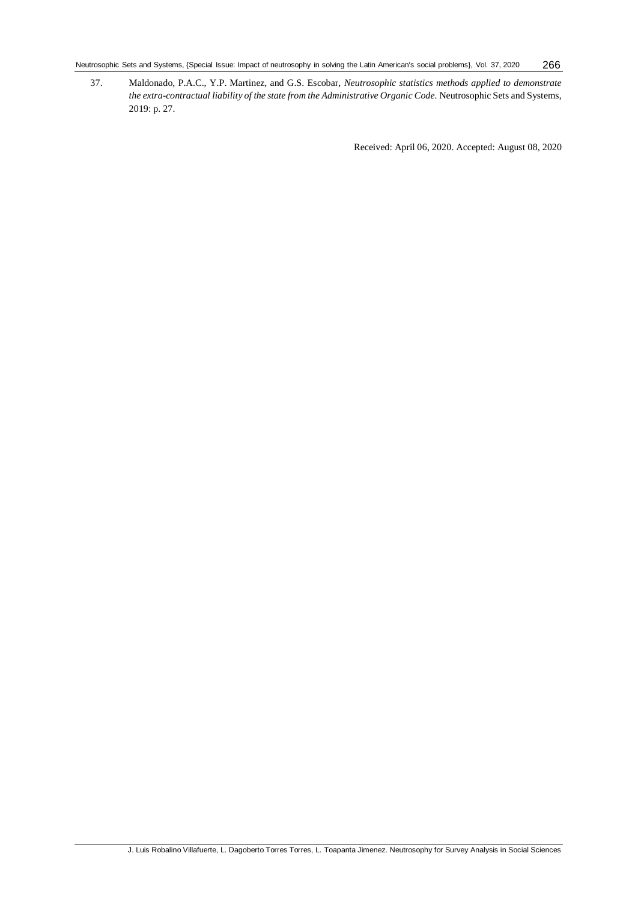37. Maldonado, P.A.C., Y.P. Martinez, and G.S. Escobar, *Neutrosophic statistics methods applied to demonstrate the extra-contractual liability of the state from the Administrative Organic Code.* Neutrosophic Sets and Systems, 2019: p. 27.

Received: April 06, 2020. Accepted: August 08, 2020